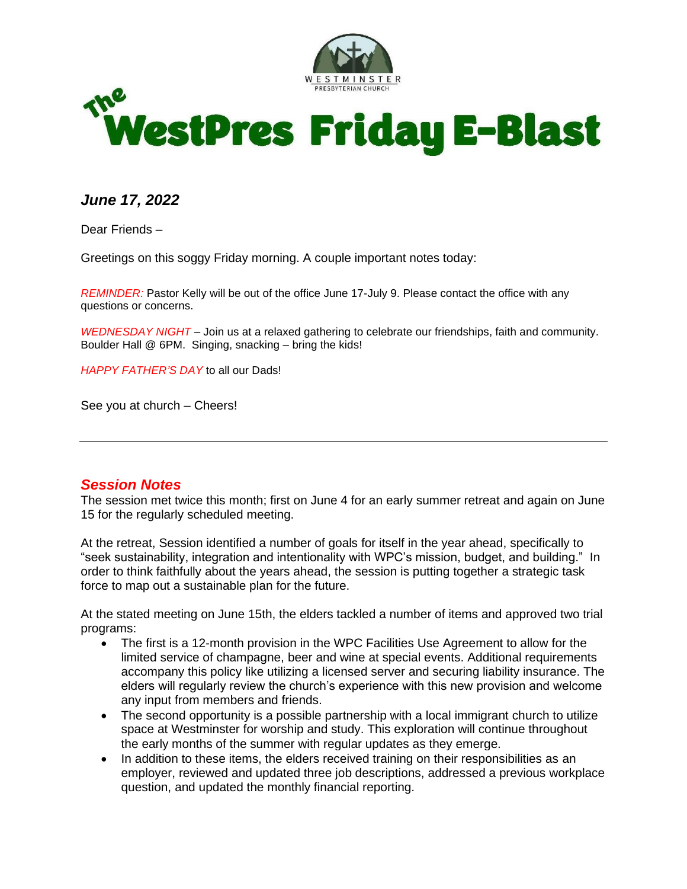WESTMINSTER PRESBYTERIAN CHURCH

# The WestPres Friday E-Blast

***June 17, 2022***

Dear Friends –

Greetings on this soggy Friday morning. A couple important notes today:

*REMINDER:* Pastor Kelly will be out of the office June 17-July 9. Please contact the office with any questions or concerns.

*WEDNESDAY NIGHT* – Join us at a relaxed gathering to celebrate our friendships, faith and community. Boulder Hall @ 6PM.  Singing, snacking – bring the kids!

*HAPPY FATHER'S DAY* to all our Dads!

See you at church – Cheers!

---

## *Session Notes*

The session met twice this month; first on June 4 for an early summer retreat and again on June 15 for the regularly scheduled meeting.

At the retreat, Session identified a number of goals for itself in the year ahead, specifically to "seek sustainability, integration and intentionality with WPC's mission, budget, and building."  In order to think faithfully about the years ahead, the session is putting together a strategic task force to map out a sustainable plan for the future.

At the stated meeting on June 15th, the elders tackled a number of items and approved two trial programs:

- The first is a 12-month provision in the WPC Facilities Use Agreement to allow for the limited service of champagne, beer and wine at special events. Additional requirements accompany this policy like utilizing a licensed server and securing liability insurance. The elders will regularly review the church's experience with this new provision and welcome any input from members and friends.
- The second opportunity is a possible partnership with a local immigrant church to utilize space at Westminster for worship and study. This exploration will continue throughout the early months of the summer with regular updates as they emerge.
- In addition to these items, the elders received training on their responsibilities as an employer, reviewed and updated three job descriptions, addressed a previous workplace question, and updated the monthly financial reporting.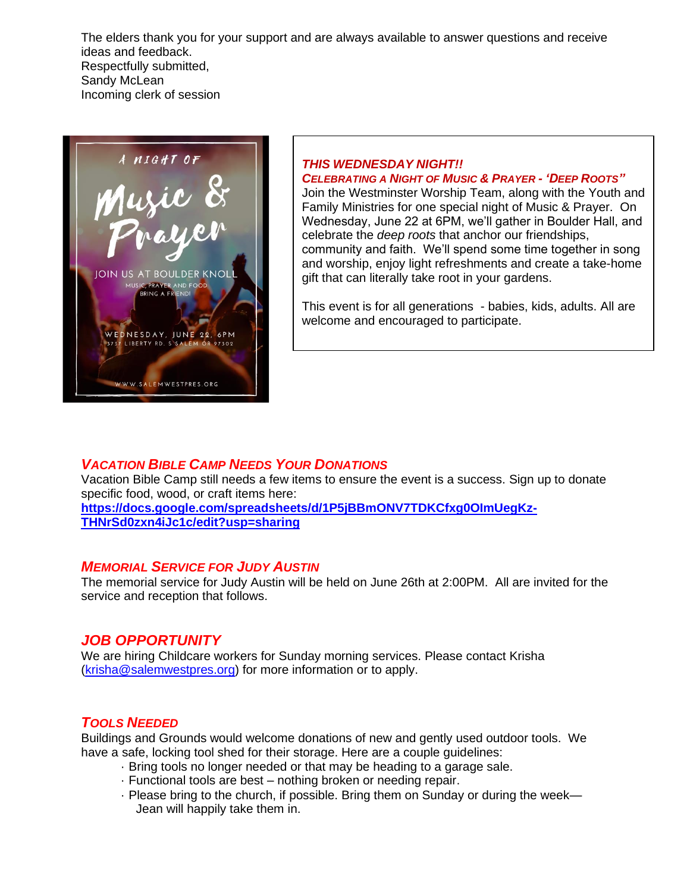The elders thank you for your support and are always available to answer questions and receive ideas and feedback.
Respectfully submitted,
Sandy McLean
Incoming clerk of session

A NIGHT OF
Music & Prayer
JOIN US AT BOULDER KNOLL
MUSIC, PRAYER AND FOOD
BRING A FRIEND!
WEDNESDAY, JUNE 22, 6PM
3737 LIBERTY RD. S SALEM OR 97302
WWW.SALEMWESTPRES.ORG

### *THIS WEDNESDAY NIGHT!!*

***CELEBRATING A NIGHT OF MUSIC & PRAYER - 'DEEP ROOTS"***

Join the Westminster Worship Team, along with the Youth and Family Ministries for one special night of Music & Prayer. On Wednesday, June 22 at 6PM, we'll gather in Boulder Hall, and celebrate the *deep roots* that anchor our friendships, community and faith. We'll spend some time together in song and worship, enjoy light refreshments and create a take-home gift that can literally take root in your gardens.

This event is for all generations - babies, kids, adults. All are welcome and encouraged to participate.

### *VACATION BIBLE CAMP NEEDS YOUR DONATIONS*

Vacation Bible Camp still needs a few items to ensure the event is a success. Sign up to donate specific food, wood, or craft items here:
**https://docs.google.com/spreadsheets/d/1P5jBBmONV7TDKCfxg0OlmUegKz-THNrSd0zxn4iJc1c/edit?usp=sharing**

### *MEMORIAL SERVICE FOR JUDY AUSTIN*

The memorial service for Judy Austin will be held on June 26th at 2:00PM. All are invited for the service and reception that follows.

### *JOB OPPORTUNITY*

We are hiring Childcare workers for Sunday morning services. Please contact Krisha (krisha@salemwestpres.org) for more information or to apply.

### *TOOLS NEEDED*

Buildings and Grounds would welcome donations of new and gently used outdoor tools. We have a safe, locking tool shed for their storage. Here are a couple guidelines:

- Bring tools no longer needed or that may be heading to a garage sale.
- Functional tools are best – nothing broken or needing repair.
- Please bring to the church, if possible. Bring them on Sunday or during the week—Jean will happily take them in.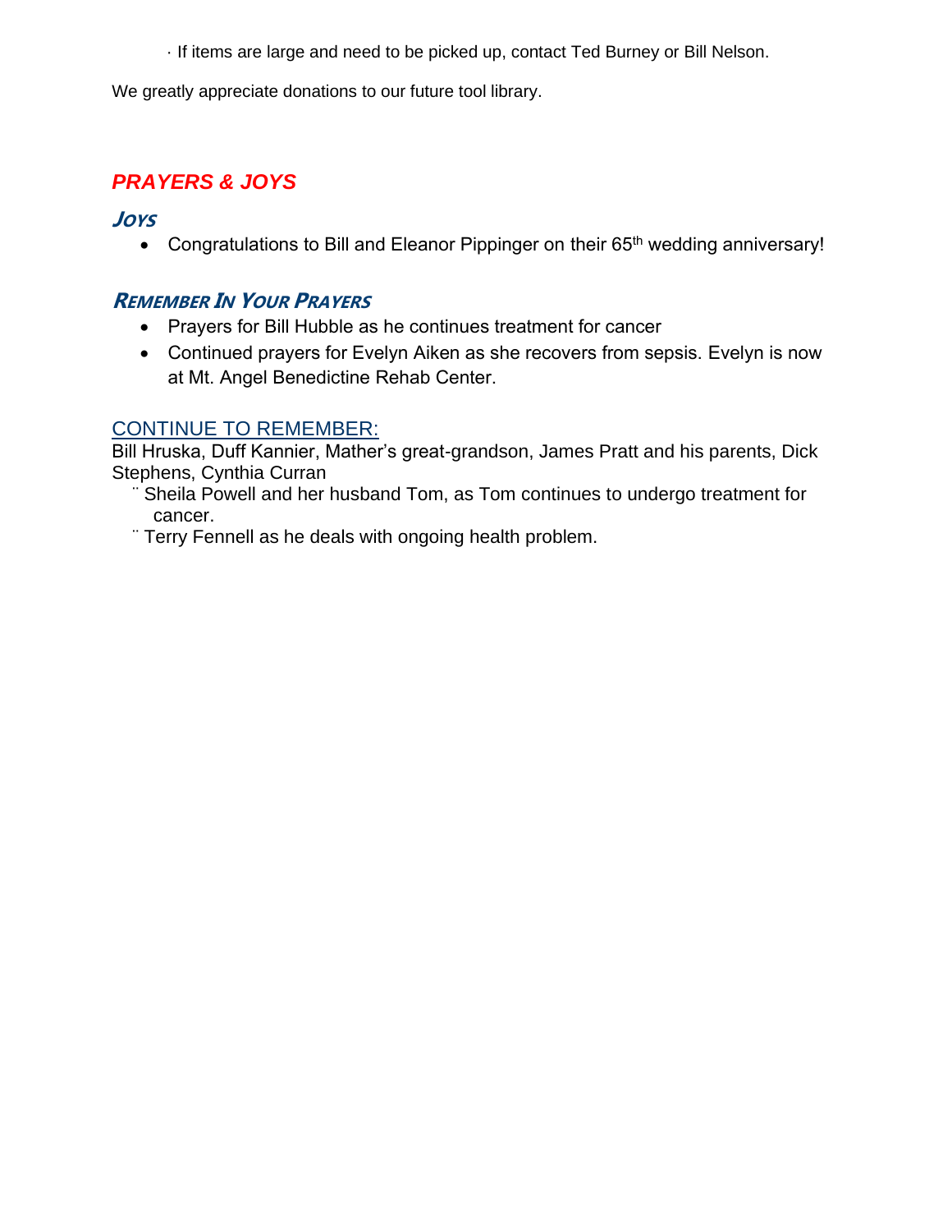· If items are large and need to be picked up, contact Ted Burney or Bill Nelson.

We greatly appreciate donations to our future tool library.

## *PRAYERS & JOYS*

### *Joys*

- Congratulations to Bill and Eleanor Pippinger on their 65th wedding anniversary!

### *Remember In Your Prayers*

- Prayers for Bill Hubble as he continues treatment for cancer
- Continued prayers for Evelyn Aiken as she recovers from sepsis. Evelyn is now at Mt. Angel Benedictine Rehab Center.

### CONTINUE TO REMEMBER:

Bill Hruska, Duff Kannier, Mather's great-grandson, James Pratt and his parents, Dick Stephens, Cynthia Curran

- Sheila Powell and her husband Tom, as Tom continues to undergo treatment for cancer.
- Terry Fennell as he deals with ongoing health problem.